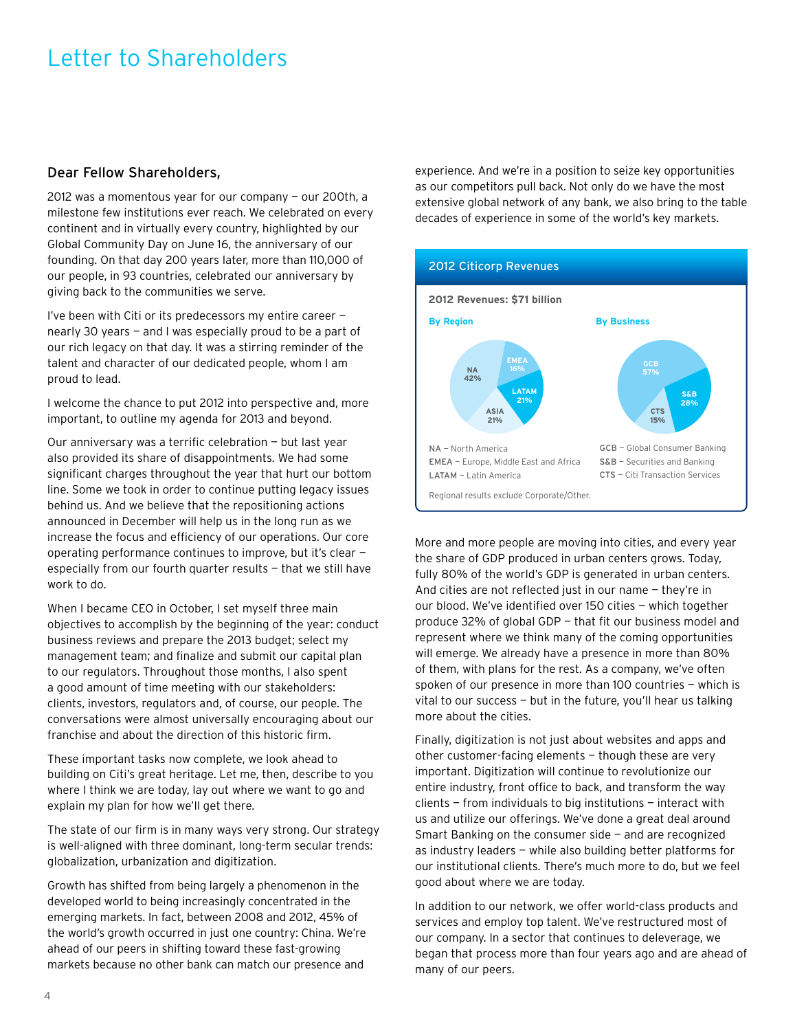# Letter to Shareholders

## Dear Fellow Shareholders,

2012 was a momentous year for our company — our 200th, a milestone few institutions ever reach. We celebrated on every continent and in virtually every country, highlighted by our Global Community Day on June 16, the anniversary of our founding. On that day 200 years later, more than 110,000 of our people, in 93 countries, celebrated our anniversary by giving back to the communities we serve.

I've been with Citi or its predecessors my entire career — nearly 30 years — and I was especially proud to be a part of our rich legacy on that day. It was a stirring reminder of the talent and character of our dedicated people, whom I am proud to lead.

I welcome the chance to put 2012 into perspective and, more important, to outline my agenda for 2013 and beyond.

Our anniversary was a terrific celebration — but last year also provided its share of disappointments. We had some significant charges throughout the year that hurt our bottom line. Some we took in order to continue putting legacy issues behind us. And we believe that the repositioning actions announced in December will help us in the long run as we increase the focus and efficiency of our operations. Our core operating performance continues to improve, but it's clear — especially from our fourth quarter results — that we still have work to do.

When I became CEO in October, I set myself three main objectives to accomplish by the beginning of the year: conduct business reviews and prepare the 2013 budget; select my management team; and finalize and submit our capital plan to our regulators. Throughout those months, I also spent a good amount of time meeting with our stakeholders: clients, investors, regulators and, of course, our people. The conversations were almost universally encouraging about our franchise and about the direction of this historic firm.

These important tasks now complete, we look ahead to building on Citi's great heritage. Let me, then, describe to you where I think we are today, lay out where we want to go and explain my plan for how we'll get there.

The state of our firm is in many ways very strong. Our strategy is well-aligned with three dominant, long-term secular trends: globalization, urbanization and digitization.

Growth has shifted from being largely a phenomenon in the developed world to being increasingly concentrated in the emerging markets. In fact, between 2008 and 2012, 45% of the world's growth occurred in just one country: China. We're ahead of our peers in shifting toward these fast-growing markets because no other bank can match our presence and experience. And we're in a position to seize key opportunities as our competitors pull back. Not only do we have the most extensive global network of any bank, we also bring to the table decades of experience in some of the world's key markets.

**2012 Citicorp Revenues**

**2012 Revenues: $71 billion**

**By Region**

| Region | Share |
|---|---|
| NA | 42% |
| EMEA | 16% |
| LATAM | 21% |
| ASIA | 21% |

**By Business**

| Business | Share |
|---|---|
| GCB | 57% |
| S&B | 28% |
| CTS | 15% |

**NA** – North America
**EMEA** – Europe, Middle East and Africa
**LATAM** – Latin America

**GCB** – Global Consumer Banking
**S&B** – Securities and Banking
**CTS** – Citi Transaction Services

Regional results exclude Corporate/Other.

More and more people are moving into cities, and every year the share of GDP produced in urban centers grows. Today, fully 80% of the world's GDP is generated in urban centers. And cities are not reflected just in our name — they're in our blood. We've identified over 150 cities — which together produce 32% of global GDP — that fit our business model and represent where we think many of the coming opportunities will emerge. We already have a presence in more than 80% of them, with plans for the rest. As a company, we've often spoken of our presence in more than 100 countries — which is vital to our success — but in the future, you'll hear us talking more about the cities.

Finally, digitization is not just about websites and apps and other customer-facing elements — though these are very important. Digitization will continue to revolutionize our entire industry, front office to back, and transform the way clients — from individuals to big institutions — interact with us and utilize our offerings. We've done a great deal around Smart Banking on the consumer side — and are recognized as industry leaders — while also building better platforms for our institutional clients. There's much more to do, but we feel good about where we are today.

In addition to our network, we offer world-class products and services and employ top talent. We've restructured most of our company. In a sector that continues to deleverage, we began that process more than four years ago and are ahead of many of our peers.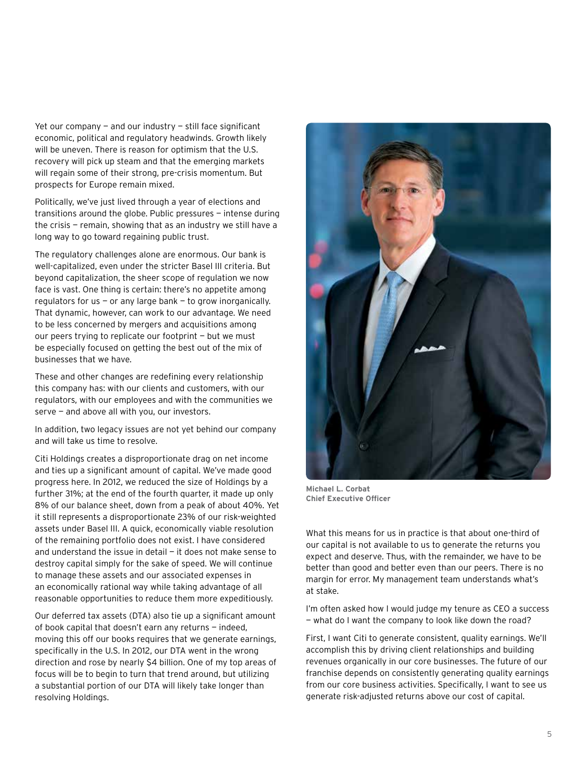Yet our company — and our industry — still face significant economic, political and regulatory headwinds. Growth likely will be uneven. There is reason for optimism that the U.S. recovery will pick up steam and that the emerging markets will regain some of their strong, pre-crisis momentum. But prospects for Europe remain mixed.

Politically, we've just lived through a year of elections and transitions around the globe. Public pressures — intense during the crisis — remain, showing that as an industry we still have a long way to go toward regaining public trust.

The regulatory challenges alone are enormous. Our bank is well-capitalized, even under the stricter Basel III criteria. But beyond capitalization, the sheer scope of regulation we now face is vast. One thing is certain: there's no appetite among regulators for us — or any large bank — to grow inorganically. That dynamic, however, can work to our advantage. We need to be less concerned by mergers and acquisitions among our peers trying to replicate our footprint — but we must be especially focused on getting the best out of the mix of businesses that we have.

These and other changes are redefining every relationship this company has: with our clients and customers, with our regulators, with our employees and with the communities we serve — and above all with you, our investors.

In addition, two legacy issues are not yet behind our company and will take us time to resolve.

Citi Holdings creates a disproportionate drag on net income and ties up a significant amount of capital. We've made good progress here. In 2012, we reduced the size of Holdings by a further 31%; at the end of the fourth quarter, it made up only 8% of our balance sheet, down from a peak of about 40%. Yet it still represents a disproportionate 23% of our risk-weighted assets under Basel III. A quick, economically viable resolution of the remaining portfolio does not exist. I have considered and understand the issue in detail — it does not make sense to destroy capital simply for the sake of speed. We will continue to manage these assets and our associated expenses in an economically rational way while taking advantage of all reasonable opportunities to reduce them more expeditiously.

Our deferred tax assets (DTA) also tie up a significant amount of book capital that doesn't earn any returns — indeed, moving this off our books requires that we generate earnings, specifically in the U.S. In 2012, our DTA went in the wrong direction and rose by nearly $4 billion. One of my top areas of focus will be to begin to turn that trend around, but utilizing a substantial portion of our DTA will likely take longer than resolving Holdings.

**Michael L. Corbat**
**Chief Executive Officer**

What this means for us in practice is that about one-third of our capital is not available to us to generate the returns you expect and deserve. Thus, with the remainder, we have to be better than good and better even than our peers. There is no margin for error. My management team understands what's at stake.

I'm often asked how I would judge my tenure as CEO a success — what do I want the company to look like down the road?

First, I want Citi to generate consistent, quality earnings. We'll accomplish this by driving client relationships and building revenues organically in our core businesses. The future of our franchise depends on consistently generating quality earnings from our core business activities. Specifically, I want to see us generate risk-adjusted returns above our cost of capital.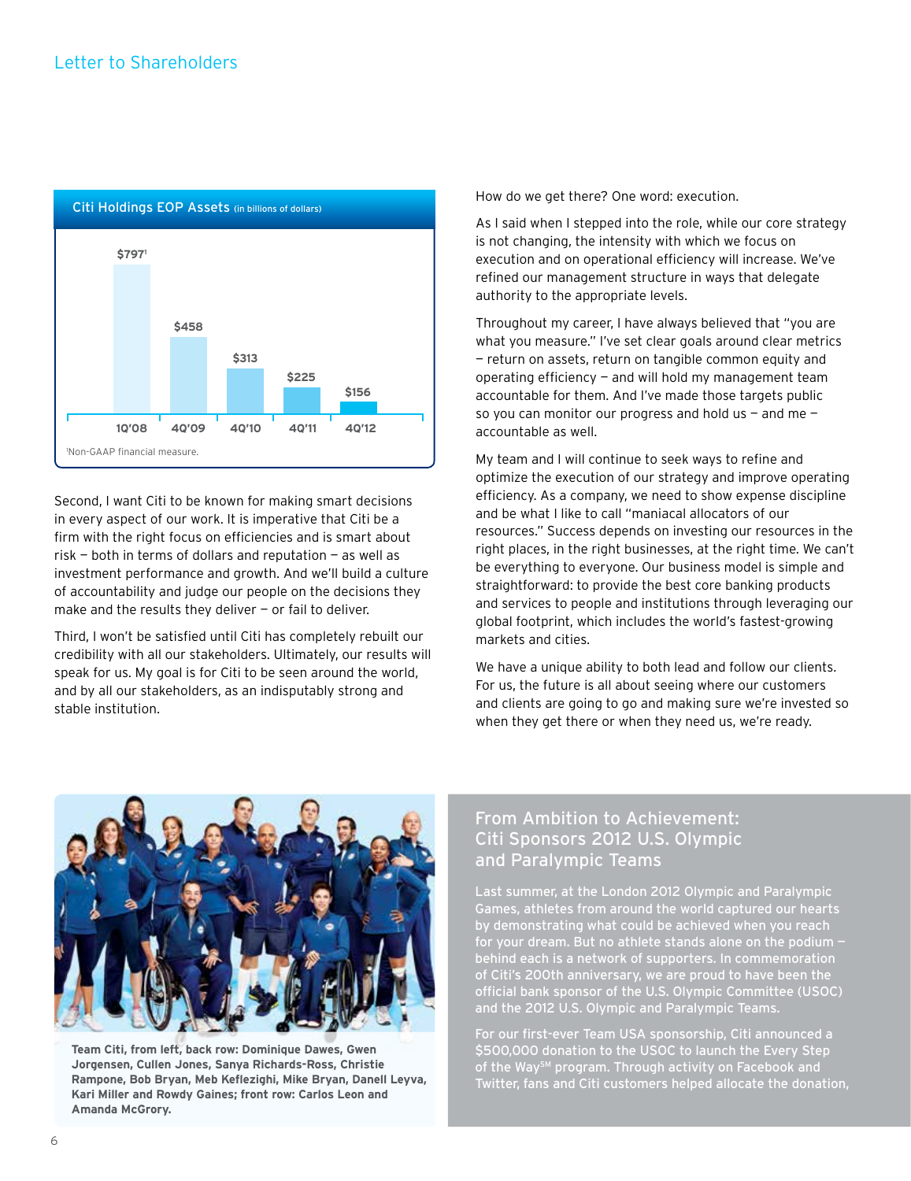## Letter to Shareholders

**Citi Holdings EOP Assets** (in billions of dollars)

| 1Q'08 | 4Q'09 | 4Q'10 | 4Q'11 | 4Q'12 |
|---|---|---|---|---|
| $797[1] | $458 | $313 | $225 | $156 |

[1]Non-GAAP financial measure.

Second, I want Citi to be known for making smart decisions in every aspect of our work. It is imperative that Citi be a firm with the right focus on efficiencies and is smart about risk — both in terms of dollars and reputation — as well as investment performance and growth. And we'll build a culture of accountability and judge our people on the decisions they make and the results they deliver — or fail to deliver.

Third, I won't be satisfied until Citi has completely rebuilt our credibility with all our stakeholders. Ultimately, our results will speak for us. My goal is for Citi to be seen around the world, and by all our stakeholders, as an indisputably strong and stable institution.

How do we get there? One word: execution.

As I said when I stepped into the role, while our core strategy is not changing, the intensity with which we focus on execution and on operational efficiency will increase. We've refined our management structure in ways that delegate authority to the appropriate levels.

Throughout my career, I have always believed that "you are what you measure." I've set clear goals around clear metrics — return on assets, return on tangible common equity and operating efficiency — and will hold my management team accountable for them. And I've made those targets public so you can monitor our progress and hold us — and me — accountable as well.

My team and I will continue to seek ways to refine and optimize the execution of our strategy and improve operating efficiency. As a company, we need to show expense discipline and be what I like to call "maniacal allocators of our resources." Success depends on investing our resources in the right places, in the right businesses, at the right time. We can't be everything to everyone. Our business model is simple and straightforward: to provide the best core banking products and services to people and institutions through leveraging our global footprint, which includes the world's fastest-growing markets and cities.

We have a unique ability to both lead and follow our clients. For us, the future is all about seeing where our customers and clients are going to go and making sure we're invested so when they get there or when they need us, we're ready.

**Team Citi, from left, back row: Dominique Dawes, Gwen Jorgensen, Cullen Jones, Sanya Richards-Ross, Christie Rampone, Bob Bryan, Meb Keflezighi, Mike Bryan, Danell Leyva, Kari Miller and Rowdy Gaines; front row: Carlos Leon and Amanda McGrory.**

### From Ambition to Achievement: Citi Sponsors 2012 U.S. Olympic and Paralympic Teams

Last summer, at the London 2012 Olympic and Paralympic Games, athletes from around the world captured our hearts by demonstrating what could be achieved when you reach for your dream. But no athlete stands alone on the podium — behind each is a network of supporters. In commemoration of Citi's 200th anniversary, we are proud to have been the official bank sponsor of the U.S. Olympic Committee (USOC) and the 2012 U.S. Olympic and Paralympic Teams.

For our first-ever Team USA sponsorship, Citi announced a $500,000 donation to the USOC to launch the Every Step of the Way[SM] program. Through activity on Facebook and Twitter, fans and Citi customers helped allocate the donation,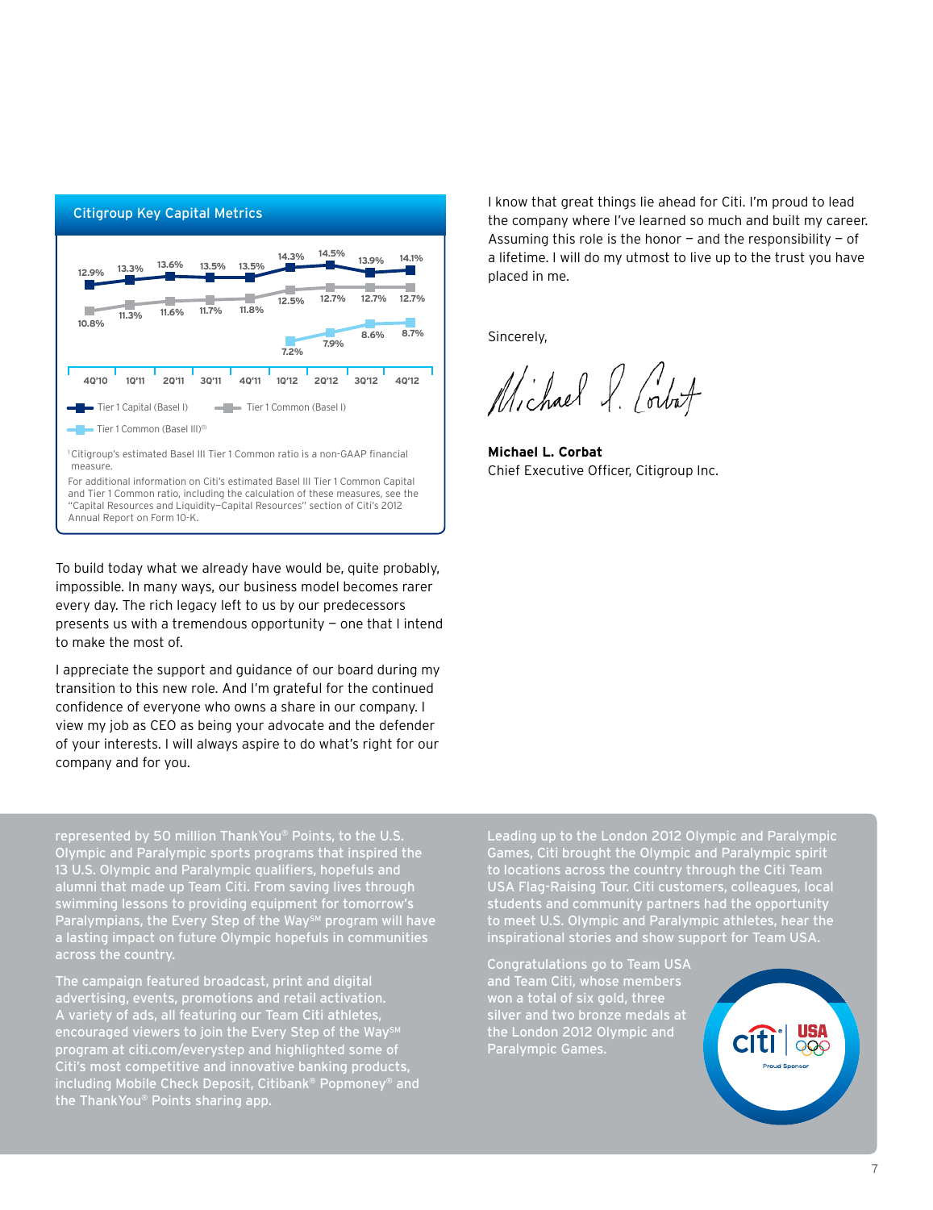## Citigroup Key Capital Metrics

12.9%
13.3%
13.6%
13.5%
13.5%
14.3%
14.5%
13.9%
14.1%

10.8%
11.3%
11.6%
11.7%
11.8%
12.5%
12.7%
12.7%
12.7%

7.2%
7.9%
8.6%
8.7%

4Q'10 1Q'11 2Q'11 3Q'11 4Q'11 1Q'12 2Q'12 3Q'12 4Q'12

Tier 1 Capital (Basel I)
Tier 1 Common (Basel I)
Tier 1 Common (Basel III)[1]

[1] Citigroup's estimated Basel III Tier 1 Common ratio is a non-GAAP financial measure.

For additional information on Citi's estimated Basel III Tier 1 Common Capital and Tier 1 Common ratio, including the calculation of these measures, see the "Capital Resources and Liquidity—Capital Resources" section of Citi's 2012 Annual Report on Form 10-K.

To build today what we already have would be, quite probably, impossible. In many ways, our business model becomes rarer every day. The rich legacy left to us by our predecessors presents us with a tremendous opportunity — one that I intend to make the most of.

I appreciate the support and guidance of our board during my transition to this new role. And I'm grateful for the continued confidence of everyone who owns a share in our company. I view my job as CEO as being your advocate and the defender of your interests. I will always aspire to do what's right for our company and for you.

I know that great things lie ahead for Citi. I'm proud to lead the company where I've learned so much and built my career. Assuming this role is the honor — and the responsibility — of a lifetime. I will do my utmost to live up to the trust you have placed in me.

Sincerely,

Michael L. Corbat

**Michael L. Corbat**
Chief Executive Officer, Citigroup Inc.

represented by 50 million ThankYou® Points, to the U.S. Olympic and Paralympic sports programs that inspired the 13 U.S. Olympic and Paralympic qualifiers, hopefuls and alumni that made up Team Citi. From saving lives through swimming lessons to providing equipment for tomorrow's Paralympians, the Every Step of the Way℠ program will have a lasting impact on future Olympic hopefuls in communities across the country.

The campaign featured broadcast, print and digital advertising, events, promotions and retail activation. A variety of ads, all featuring our Team Citi athletes, encouraged viewers to join the Every Step of the Way℠ program at citi.com/everystep and highlighted some of Citi's most competitive and innovative banking products, including Mobile Check Deposit, Citibank® Popmoney® and the ThankYou® Points sharing app.

Leading up to the London 2012 Olympic and Paralympic Games, Citi brought the Olympic and Paralympic spirit to locations across the country through the Citi Team USA Flag-Raising Tour. Citi customers, colleagues, local students and community partners had the opportunity to meet U.S. Olympic and Paralympic athletes, hear the inspirational stories and show support for Team USA.

Congratulations go to Team USA and Team Citi, whose members won a total of six gold, three silver and two bronze medals at the London 2012 Olympic and Paralympic Games.

citi® | USA
Proud Sponsor